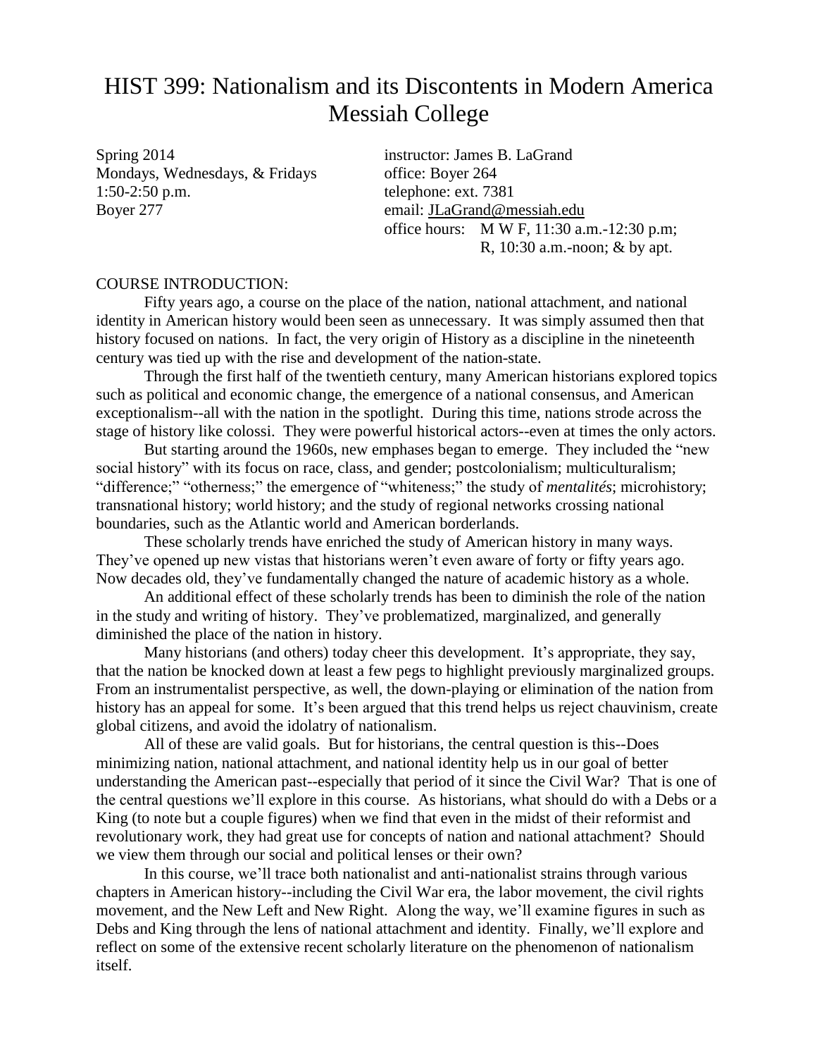# HIST 399: Nationalism and its Discontents in Modern America
# Messiah College

Spring 2014
Mondays, Wednesdays, & Fridays
1:50-2:50 p.m.
Boyer 277

instructor: James B. LaGrand
office: Boyer 264
telephone: ext. 7381
email: JLaGrand@messiah.edu
office hours: M W F, 11:30 a.m.-12:30 p.m; R, 10:30 a.m.-noon; & by apt.

## COURSE INTRODUCTION:

Fifty years ago, a course on the place of the nation, national attachment, and national identity in American history would been seen as unnecessary. It was simply assumed then that history focused on nations. In fact, the very origin of History as a discipline in the nineteenth century was tied up with the rise and development of the nation-state.

Through the first half of the twentieth century, many American historians explored topics such as political and economic change, the emergence of a national consensus, and American exceptionalism--all with the nation in the spotlight. During this time, nations strode across the stage of history like colossi. They were powerful historical actors--even at times the only actors.

But starting around the 1960s, new emphases began to emerge. They included the "new social history" with its focus on race, class, and gender; postcolonialism; multiculturalism; "difference;" "otherness;" the emergence of "whiteness;" the study of *mentalités*; microhistory; transnational history; world history; and the study of regional networks crossing national boundaries, such as the Atlantic world and American borderlands.

These scholarly trends have enriched the study of American history in many ways. They've opened up new vistas that historians weren't even aware of forty or fifty years ago. Now decades old, they've fundamentally changed the nature of academic history as a whole.

An additional effect of these scholarly trends has been to diminish the role of the nation in the study and writing of history. They've problematized, marginalized, and generally diminished the place of the nation in history.

Many historians (and others) today cheer this development. It's appropriate, they say, that the nation be knocked down at least a few pegs to highlight previously marginalized groups. From an instrumentalist perspective, as well, the down-playing or elimination of the nation from history has an appeal for some. It's been argued that this trend helps us reject chauvinism, create global citizens, and avoid the idolatry of nationalism.

All of these are valid goals. But for historians, the central question is this--Does minimizing nation, national attachment, and national identity help us in our goal of better understanding the American past--especially that period of it since the Civil War? That is one of the central questions we'll explore in this course. As historians, what should do with a Debs or a King (to note but a couple figures) when we find that even in the midst of their reformist and revolutionary work, they had great use for concepts of nation and national attachment? Should we view them through our social and political lenses or their own?

In this course, we'll trace both nationalist and anti-nationalist strains through various chapters in American history--including the Civil War era, the labor movement, the civil rights movement, and the New Left and New Right. Along the way, we'll examine figures in such as Debs and King through the lens of national attachment and identity. Finally, we'll explore and reflect on some of the extensive recent scholarly literature on the phenomenon of nationalism itself.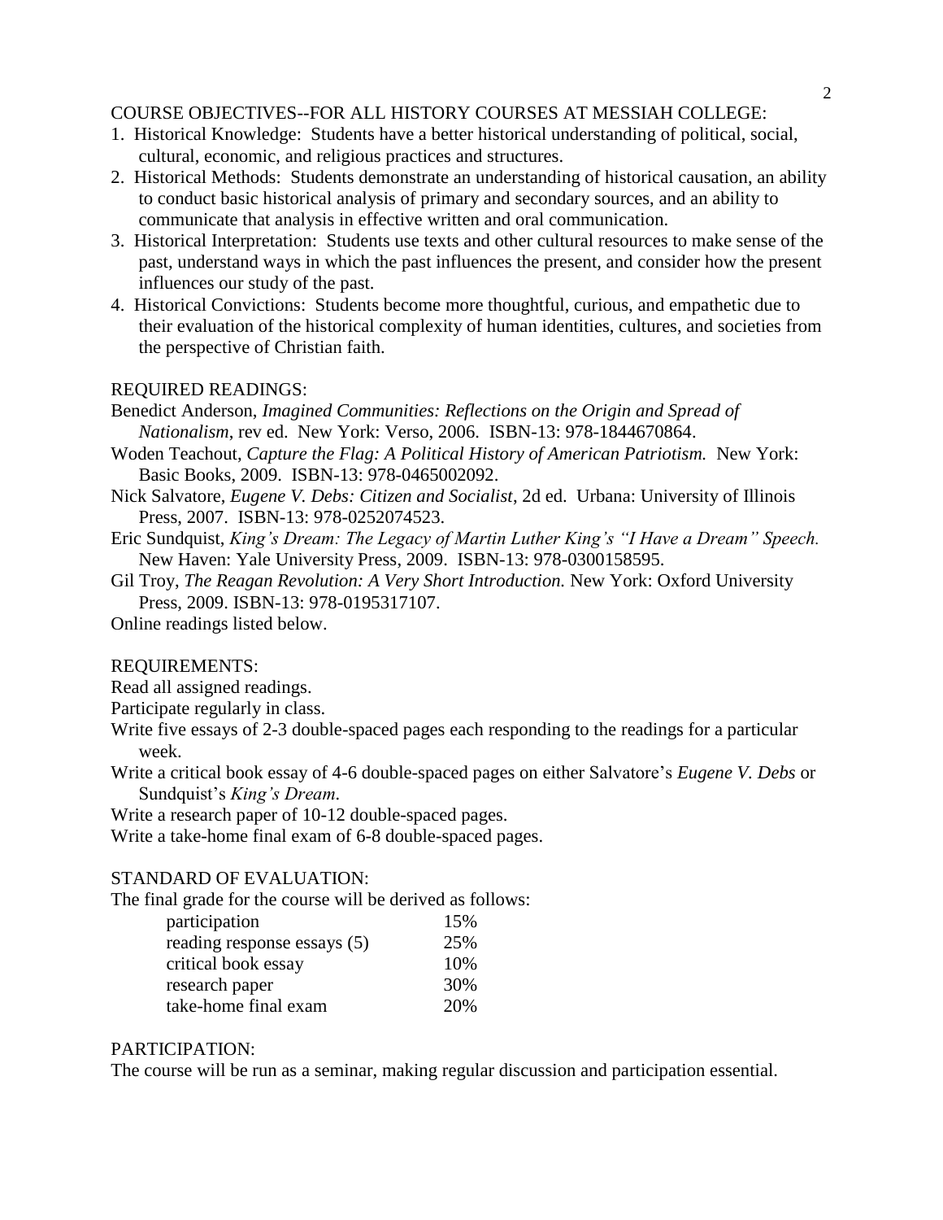## COURSE OBJECTIVES--FOR ALL HISTORY COURSES AT MESSIAH COLLEGE:

1. Historical Knowledge: Students have a better historical understanding of political, social, cultural, economic, and religious practices and structures.
2. Historical Methods: Students demonstrate an understanding of historical causation, an ability to conduct basic historical analysis of primary and secondary sources, and an ability to communicate that analysis in effective written and oral communication.
3. Historical Interpretation: Students use texts and other cultural resources to make sense of the past, understand ways in which the past influences the present, and consider how the present influences our study of the past.
4. Historical Convictions: Students become more thoughtful, curious, and empathetic due to their evaluation of the historical complexity of human identities, cultures, and societies from the perspective of Christian faith.

## REQUIRED READINGS:

Benedict Anderson, *Imagined Communities: Reflections on the Origin and Spread of Nationalism*, rev ed. New York: Verso, 2006. ISBN-13: 978-1844670864.

Woden Teachout, *Capture the Flag: A Political History of American Patriotism.* New York: Basic Books, 2009. ISBN-13: 978-0465002092.

Nick Salvatore, *Eugene V. Debs: Citizen and Socialist*, 2d ed. Urbana: University of Illinois Press, 2007. ISBN-13: 978-0252074523.

Eric Sundquist, *King's Dream: The Legacy of Martin Luther King's "I Have a Dream" Speech.* New Haven: Yale University Press, 2009. ISBN-13: 978-0300158595.

Gil Troy, *The Reagan Revolution: A Very Short Introduction.* New York: Oxford University Press, 2009. ISBN-13: 978-0195317107.

Online readings listed below.

## REQUIREMENTS:

Read all assigned readings.

Participate regularly in class.

Write five essays of 2-3 double-spaced pages each responding to the readings for a particular week.

Write a critical book essay of 4-6 double-spaced pages on either Salvatore's *Eugene V. Debs* or Sundquist's *King's Dream*.

Write a research paper of 10-12 double-spaced pages.

Write a take-home final exam of 6-8 double-spaced pages.

## STANDARD OF EVALUATION:

The final grade for the course will be derived as follows:

| | |
|---|---|
| participation | 15% |
| reading response essays (5) | 25% |
| critical book essay | 10% |
| research paper | 30% |
| take-home final exam | 20% |

## PARTICIPATION:

The course will be run as a seminar, making regular discussion and participation essential.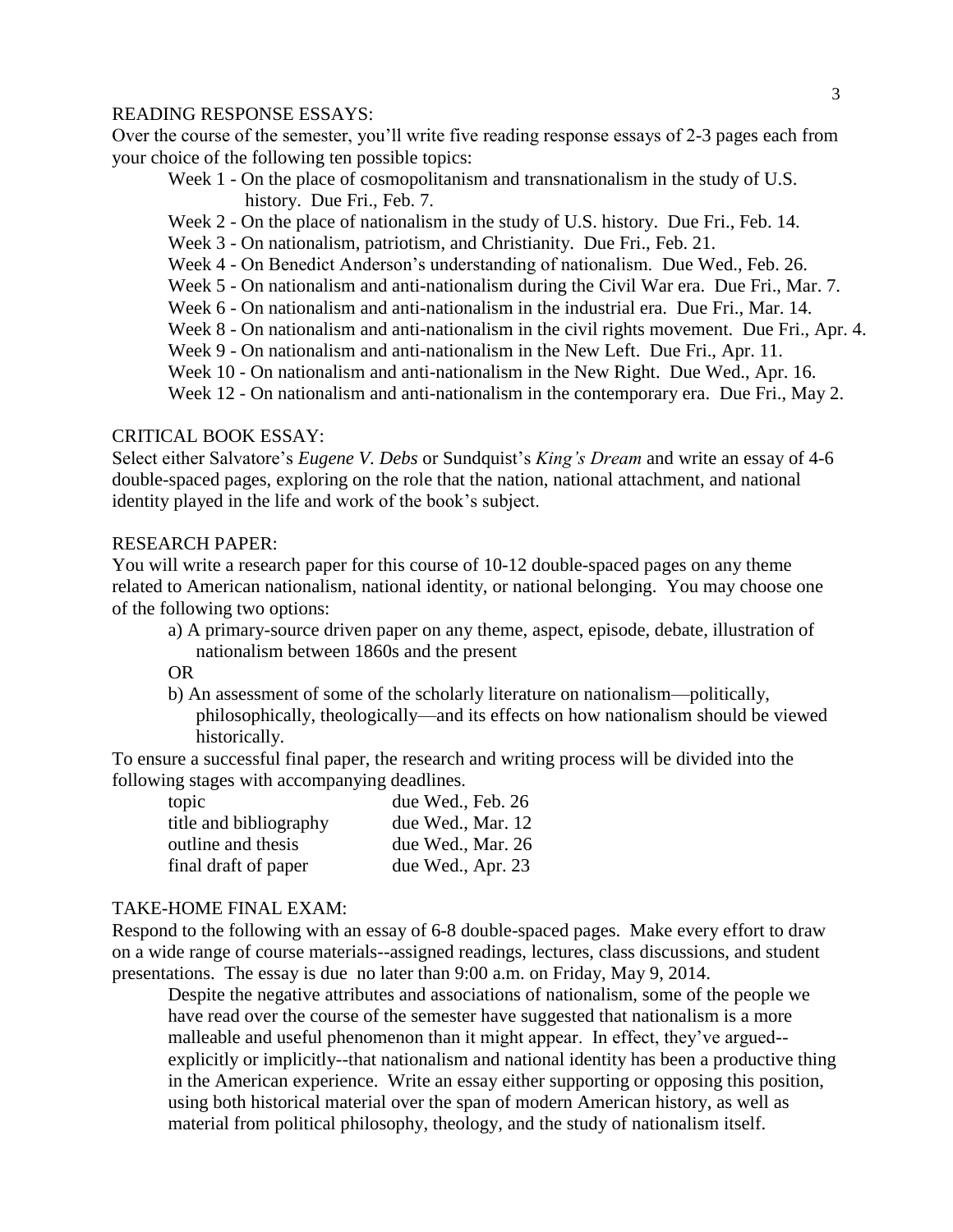READING RESPONSE ESSAYS:

Over the course of the semester, you'll write five reading response essays of 2-3 pages each from your choice of the following ten possible topics:

- Week 1 - On the place of cosmopolitanism and transnationalism in the study of U.S. history. Due Fri., Feb. 7.
- Week 2 - On the place of nationalism in the study of U.S. history. Due Fri., Feb. 14.
- Week 3 - On nationalism, patriotism, and Christianity. Due Fri., Feb. 21.
- Week 4 - On Benedict Anderson's understanding of nationalism. Due Wed., Feb. 26.
- Week 5 - On nationalism and anti-nationalism during the Civil War era. Due Fri., Mar. 7.
- Week 6 - On nationalism and anti-nationalism in the industrial era. Due Fri., Mar. 14.
- Week 8 - On nationalism and anti-nationalism in the civil rights movement. Due Fri., Apr. 4.
- Week 9 - On nationalism and anti-nationalism in the New Left. Due Fri., Apr. 11.
- Week 10 - On nationalism and anti-nationalism in the New Right. Due Wed., Apr. 16.
- Week 12 - On nationalism and anti-nationalism in the contemporary era. Due Fri., May 2.

CRITICAL BOOK ESSAY:

Select either Salvatore's *Eugene V. Debs* or Sundquist's *King's Dream* and write an essay of 4-6 double-spaced pages, exploring on the role that the nation, national attachment, and national identity played in the life and work of the book's subject.

RESEARCH PAPER:

You will write a research paper for this course of 10-12 double-spaced pages on any theme related to American nationalism, national identity, or national belonging. You may choose one of the following two options:

a) A primary-source driven paper on any theme, aspect, episode, debate, illustration of nationalism between 1860s and the present

OR

b) An assessment of some of the scholarly literature on nationalism—politically, philosophically, theologically—and its effects on how nationalism should be viewed historically.

To ensure a successful final paper, the research and writing process will be divided into the following stages with accompanying deadlines.

| | |
|---|---|
| topic | due Wed., Feb. 26 |
| title and bibliography | due Wed., Mar. 12 |
| outline and thesis | due Wed., Mar. 26 |
| final draft of paper | due Wed., Apr. 23 |

TAKE-HOME FINAL EXAM:

Respond to the following with an essay of 6-8 double-spaced pages. Make every effort to draw on a wide range of course materials--assigned readings, lectures, class discussions, and student presentations. The essay is due no later than 9:00 a.m. on Friday, May 9, 2014.

> Despite the negative attributes and associations of nationalism, some of the people we have read over the course of the semester have suggested that nationalism is a more malleable and useful phenomenon than it might appear. In effect, they've argued--explicitly or implicitly--that nationalism and national identity has been a productive thing in the American experience. Write an essay either supporting or opposing this position, using both historical material over the span of modern American history, as well as material from political philosophy, theology, and the study of nationalism itself.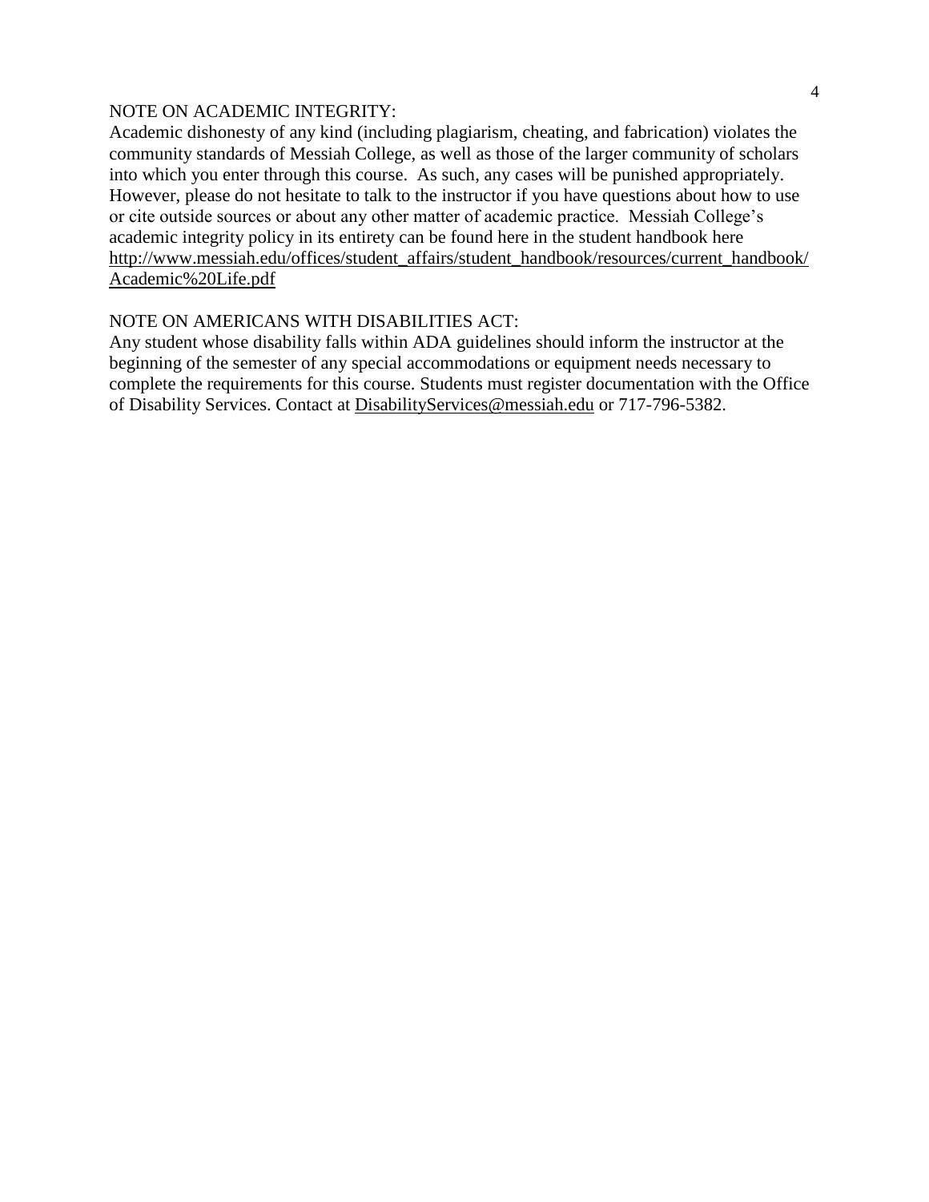NOTE ON ACADEMIC INTEGRITY:

Academic dishonesty of any kind (including plagiarism, cheating, and fabrication) violates the community standards of Messiah College, as well as those of the larger community of scholars into which you enter through this course. As such, any cases will be punished appropriately. However, please do not hesitate to talk to the instructor if you have questions about how to use or cite outside sources or about any other matter of academic practice. Messiah College's academic integrity policy in its entirety can be found here in the student handbook here http://www.messiah.edu/offices/student_affairs/student_handbook/resources/current_handbook/Academic%20Life.pdf

NOTE ON AMERICANS WITH DISABILITIES ACT:

Any student whose disability falls within ADA guidelines should inform the instructor at the beginning of the semester of any special accommodations or equipment needs necessary to complete the requirements for this course. Students must register documentation with the Office of Disability Services. Contact at DisabilityServices@messiah.edu or 717-796-5382.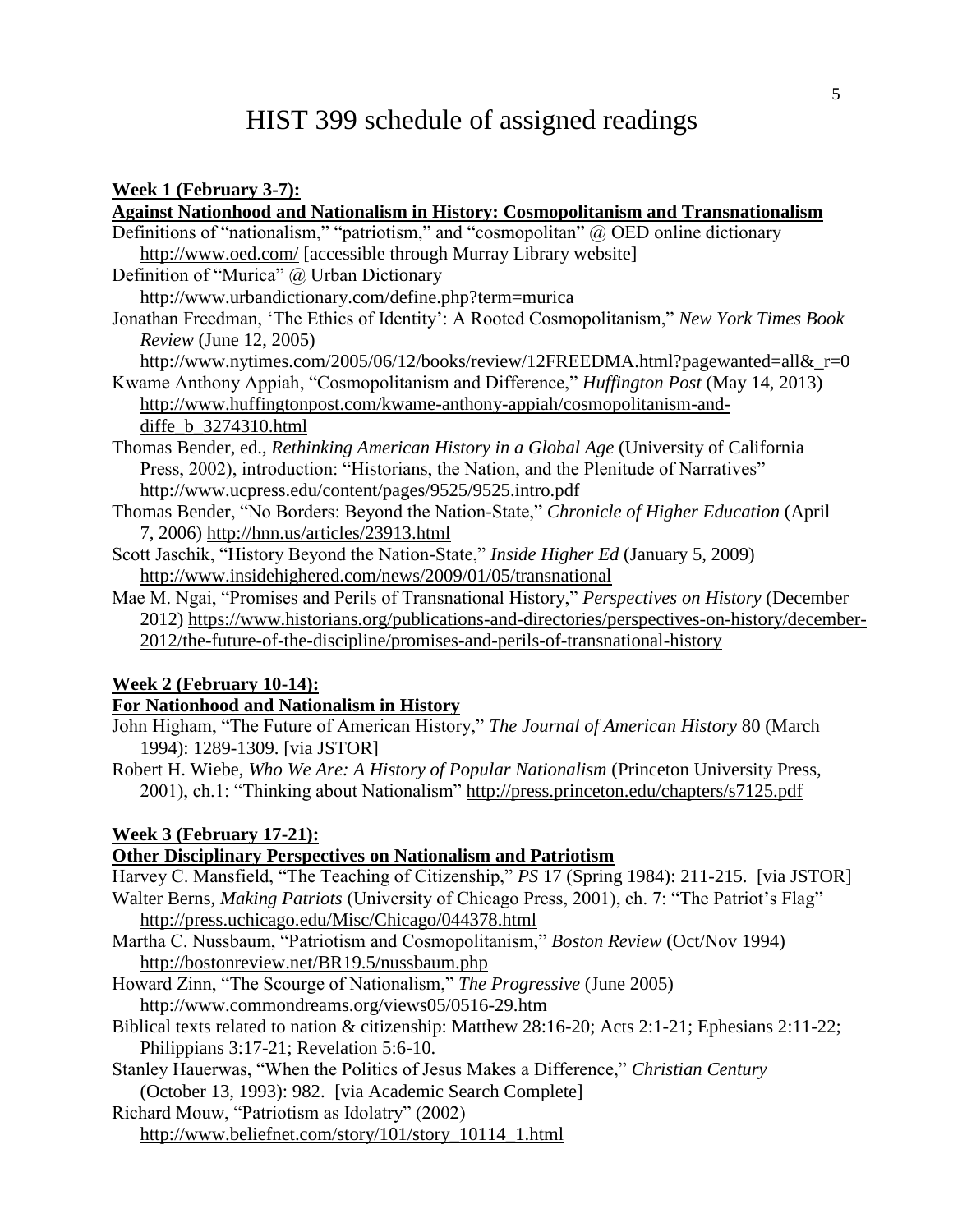# HIST 399 schedule of assigned readings

**Week 1 (February 3-7):**

**Against Nationhood and Nationalism in History: Cosmopolitanism and Transnationalism**

Definitions of "nationalism," "patriotism," and "cosmopolitan" @ OED online dictionary http://www.oed.com/ [accessible through Murray Library website]

Definition of "Murica" @ Urban Dictionary http://www.urbandictionary.com/define.php?term=murica

Jonathan Freedman, 'The Ethics of Identity': A Rooted Cosmopolitanism," *New York Times Book Review* (June 12, 2005) http://www.nytimes.com/2005/06/12/books/review/12FREEDMA.html?pagewanted=all&_r=0

Kwame Anthony Appiah, "Cosmopolitanism and Difference," *Huffington Post* (May 14, 2013) http://www.huffingtonpost.com/kwame-anthony-appiah/cosmopolitanism-and-diffe_b_3274310.html

Thomas Bender, ed., *Rethinking American History in a Global Age* (University of California Press, 2002), introduction: "Historians, the Nation, and the Plenitude of Narratives" http://www.ucpress.edu/content/pages/9525/9525.intro.pdf

Thomas Bender, "No Borders: Beyond the Nation-State," *Chronicle of Higher Education* (April 7, 2006) http://hnn.us/articles/23913.html

Scott Jaschik, "History Beyond the Nation-State," *Inside Higher Ed* (January 5, 2009) http://www.insidehighered.com/news/2009/01/05/transnational

Mae M. Ngai, "Promises and Perils of Transnational History," *Perspectives on History* (December 2012) https://www.historians.org/publications-and-directories/perspectives-on-history/december-2012/the-future-of-the-discipline/promises-and-perils-of-transnational-history

**Week 2 (February 10-14):**

**For Nationhood and Nationalism in History**

John Higham, "The Future of American History," *The Journal of American History* 80 (March 1994): 1289-1309. [via JSTOR]

Robert H. Wiebe, *Who We Are: A History of Popular Nationalism* (Princeton University Press, 2001), ch.1: "Thinking about Nationalism" http://press.princeton.edu/chapters/s7125.pdf

**Week 3 (February 17-21):**

**Other Disciplinary Perspectives on Nationalism and Patriotism**

Harvey C. Mansfield, "The Teaching of Citizenship," *PS* 17 (Spring 1984): 211-215. [via JSTOR]

Walter Berns, *Making Patriots* (University of Chicago Press, 2001), ch. 7: "The Patriot's Flag" http://press.uchicago.edu/Misc/Chicago/044378.html

Martha C. Nussbaum, "Patriotism and Cosmopolitanism," *Boston Review* (Oct/Nov 1994) http://bostonreview.net/BR19.5/nussbaum.php

Howard Zinn, "The Scourge of Nationalism," *The Progressive* (June 2005) http://www.commondreams.org/views05/0516-29.htm

Biblical texts related to nation & citizenship: Matthew 28:16-20; Acts 2:1-21; Ephesians 2:11-22; Philippians 3:17-21; Revelation 5:6-10.

Stanley Hauerwas, "When the Politics of Jesus Makes a Difference," *Christian Century* (October 13, 1993): 982. [via Academic Search Complete]

Richard Mouw, "Patriotism as Idolatry" (2002) http://www.beliefnet.com/story/101/story_10114_1.html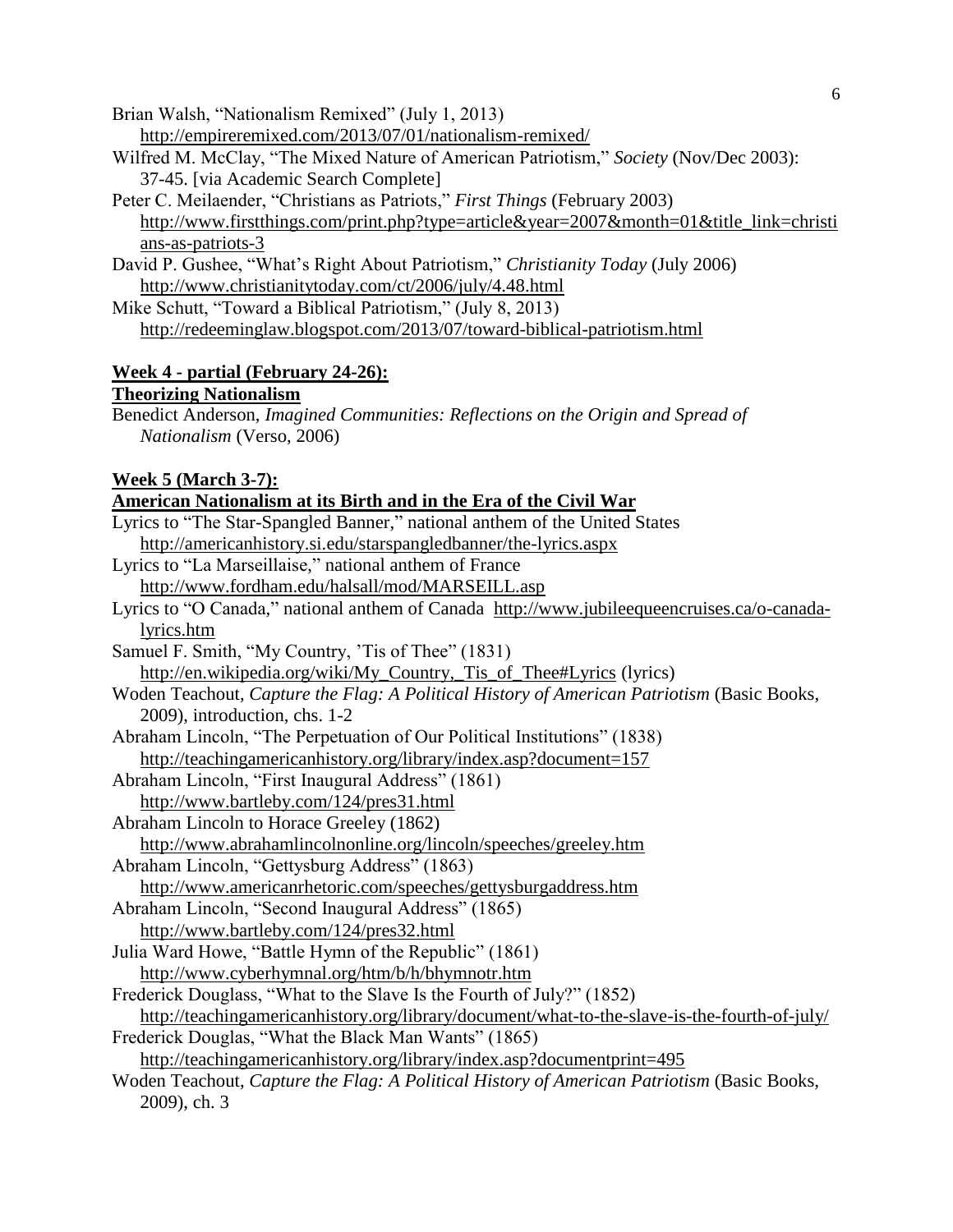Brian Walsh, "Nationalism Remixed" (July 1, 2013)
http://empireremixed.com/2013/07/01/nationalism-remixed/

Wilfred M. McClay, "The Mixed Nature of American Patriotism," *Society* (Nov/Dec 2003): 37-45. [via Academic Search Complete]

Peter C. Meilaender, "Christians as Patriots," *First Things* (February 2003)
http://www.firstthings.com/print.php?type=article&year=2007&month=01&title_link=christians-as-patriots-3

David P. Gushee, "What's Right About Patriotism," *Christianity Today* (July 2006)
http://www.christianitytoday.com/ct/2006/july/4.48.html

Mike Schutt, "Toward a Biblical Patriotism," (July 8, 2013)
http://redeeminglaw.blogspot.com/2013/07/toward-biblical-patriotism.html

**Week 4 - partial (February 24-26):**

**Theorizing Nationalism**

Benedict Anderson, *Imagined Communities: Reflections on the Origin and Spread of Nationalism* (Verso, 2006)

**Week 5 (March 3-7):**

**American Nationalism at its Birth and in the Era of the Civil War**

Lyrics to "The Star-Spangled Banner," national anthem of the United States
http://americanhistory.si.edu/starspangledbanner/the-lyrics.aspx

Lyrics to "La Marseillaise," national anthem of France
http://www.fordham.edu/halsall/mod/MARSEILL.asp

Lyrics to "O Canada," national anthem of Canada http://www.jubileequeencruises.ca/o-canada-lyrics.htm

Samuel F. Smith, "My Country, 'Tis of Thee" (1831)
http://en.wikipedia.org/wiki/My_Country,_Tis_of_Thee#Lyrics (lyrics)

Woden Teachout, *Capture the Flag: A Political History of American Patriotism* (Basic Books, 2009), introduction, chs. 1-2

Abraham Lincoln, "The Perpetuation of Our Political Institutions" (1838)
http://teachingamericanhistory.org/library/index.asp?document=157

Abraham Lincoln, "First Inaugural Address" (1861)
http://www.bartleby.com/124/pres31.html

Abraham Lincoln to Horace Greeley (1862)
http://www.abrahamlincolnonline.org/lincoln/speeches/greeley.htm

Abraham Lincoln, "Gettysburg Address" (1863)
http://www.americanrhetoric.com/speeches/gettysburgaddress.htm

Abraham Lincoln, "Second Inaugural Address" (1865)
http://www.bartleby.com/124/pres32.html

Julia Ward Howe, "Battle Hymn of the Republic" (1861)
http://www.cyberhymnal.org/htm/b/h/bhymnotr.htm

Frederick Douglass, "What to the Slave Is the Fourth of July?" (1852)
http://teachingamericanhistory.org/library/document/what-to-the-slave-is-the-fourth-of-july/

Frederick Douglas, "What the Black Man Wants" (1865)
http://teachingamericanhistory.org/library/index.asp?documentprint=495

Woden Teachout, *Capture the Flag: A Political History of American Patriotism* (Basic Books, 2009), ch. 3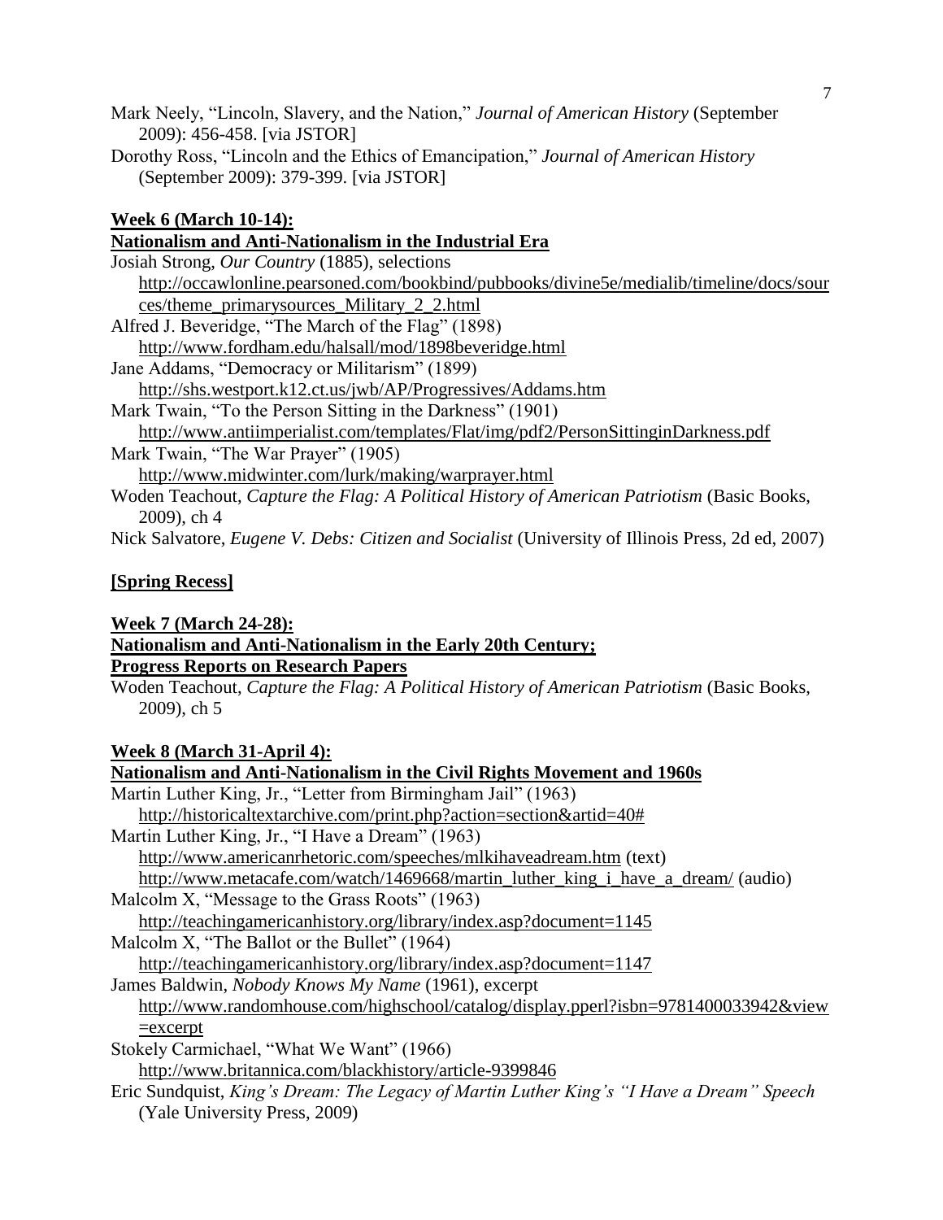Mark Neely, "Lincoln, Slavery, and the Nation," *Journal of American History* (September 2009): 456-458. [via JSTOR]

Dorothy Ross, "Lincoln and the Ethics of Emancipation," *Journal of American History* (September 2009): 379-399. [via JSTOR]

**Week 6 (March 10-14):**
**Nationalism and Anti-Nationalism in the Industrial Era**

Josiah Strong, *Our Country* (1885), selections
http://occawlonline.pearsoned.com/bookbind/pubbooks/divine5e/medialib/timeline/docs/sources/theme_primarysources_Military_2_2.html

Alfred J. Beveridge, "The March of the Flag" (1898)
http://www.fordham.edu/halsall/mod/1898beveridge.html

Jane Addams, "Democracy or Militarism" (1899)
http://shs.westport.k12.ct.us/jwb/AP/Progressives/Addams.htm

Mark Twain, "To the Person Sitting in the Darkness" (1901)
http://www.antiimperialist.com/templates/Flat/img/pdf2/PersonSittinginDarkness.pdf

Mark Twain, "The War Prayer" (1905)
http://www.midwinter.com/lurk/making/warprayer.html

Woden Teachout, *Capture the Flag: A Political History of American Patriotism* (Basic Books, 2009), ch 4

Nick Salvatore, *Eugene V. Debs: Citizen and Socialist* (University of Illinois Press, 2d ed, 2007)

**[Spring Recess]**

**Week 7 (March 24-28):**
**Nationalism and Anti-Nationalism in the Early 20th Century;**
**Progress Reports on Research Papers**

Woden Teachout, *Capture the Flag: A Political History of American Patriotism* (Basic Books, 2009), ch 5

**Week 8 (March 31-April 4):**
**Nationalism and Anti-Nationalism in the Civil Rights Movement and 1960s**

Martin Luther King, Jr., "Letter from Birmingham Jail" (1963)
http://historicaltextarchive.com/print.php?action=section&artid=40#

Martin Luther King, Jr., "I Have a Dream" (1963)
http://www.americanrhetoric.com/speeches/mlkihaveadream.htm (text)
http://www.metacafe.com/watch/1469668/martin_luther_king_i_have_a_dream/ (audio)

Malcolm X, "Message to the Grass Roots" (1963)
http://teachingamericanhistory.org/library/index.asp?document=1145

Malcolm X, "The Ballot or the Bullet" (1964)
http://teachingamericanhistory.org/library/index.asp?document=1147

James Baldwin, *Nobody Knows My Name* (1961), excerpt
http://www.randomhouse.com/highschool/catalog/display.pperl?isbn=9781400033942&view=excerpt

Stokely Carmichael, "What We Want" (1966)
http://www.britannica.com/blackhistory/article-9399846

Eric Sundquist, *King's Dream: The Legacy of Martin Luther King's "I Have a Dream" Speech* (Yale University Press, 2009)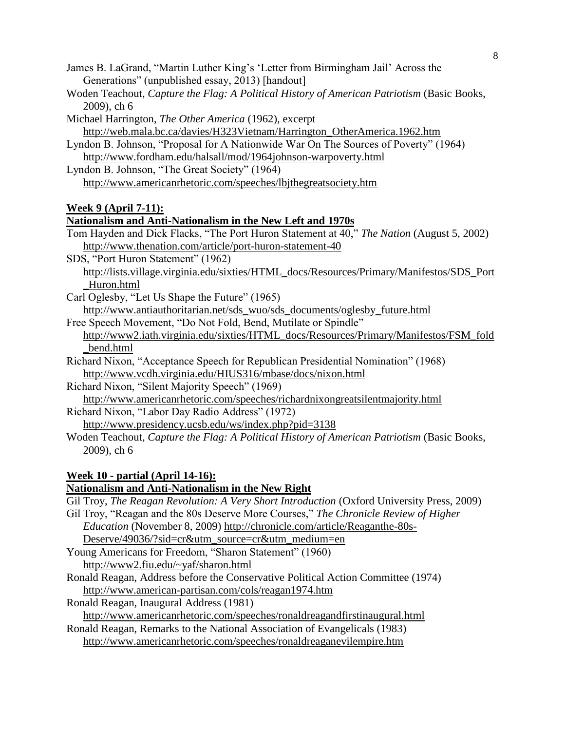James B. LaGrand, "Martin Luther King's 'Letter from Birmingham Jail' Across the Generations" (unpublished essay, 2013) [handout]

Woden Teachout, *Capture the Flag: A Political History of American Patriotism* (Basic Books, 2009), ch 6

Michael Harrington, *The Other America* (1962), excerpt
http://web.mala.bc.ca/davies/H323Vietnam/Harrington_OtherAmerica.1962.htm

Lyndon B. Johnson, "Proposal for A Nationwide War On The Sources of Poverty" (1964)
http://www.fordham.edu/halsall/mod/1964johnson-warpoverty.html

Lyndon B. Johnson, "The Great Society" (1964)
http://www.americanrhetoric.com/speeches/lbjthegreatsociety.htm

**Week 9 (April 7-11):**

**Nationalism and Anti-Nationalism in the New Left and 1970s**

Tom Hayden and Dick Flacks, "The Port Huron Statement at 40," *The Nation* (August 5, 2002)
http://www.thenation.com/article/port-huron-statement-40

SDS, "Port Huron Statement" (1962)
http://lists.village.virginia.edu/sixties/HTML_docs/Resources/Primary/Manifestos/SDS_Port_Huron.html

Carl Oglesby, "Let Us Shape the Future" (1965)
http://www.antiauthoritarian.net/sds_wuo/sds_documents/oglesby_future.html

Free Speech Movement, "Do Not Fold, Bend, Mutilate or Spindle"
http://www2.iath.virginia.edu/sixties/HTML_docs/Resources/Primary/Manifestos/FSM_fold_bend.html

Richard Nixon, "Acceptance Speech for Republican Presidential Nomination" (1968)
http://www.vcdh.virginia.edu/HIUS316/mbase/docs/nixon.html

Richard Nixon, "Silent Majority Speech" (1969)
http://www.americanrhetoric.com/speeches/richardnixongreatsilentmajority.html

Richard Nixon, "Labor Day Radio Address" (1972)
http://www.presidency.ucsb.edu/ws/index.php?pid=3138

Woden Teachout, *Capture the Flag: A Political History of American Patriotism* (Basic Books, 2009), ch 6

**Week 10 - partial (April 14-16):**

**Nationalism and Anti-Nationalism in the New Right**

Gil Troy, *The Reagan Revolution: A Very Short Introduction* (Oxford University Press, 2009)

Gil Troy, "Reagan and the 80s Deserve More Courses," *The Chronicle Review of Higher Education* (November 8, 2009) http://chronicle.com/article/Reaganthe-80s-Deserve/49036/?sid=cr&utm_source=cr&utm_medium=en

Young Americans for Freedom, "Sharon Statement" (1960)
http://www2.fiu.edu/~yaf/sharon.html

Ronald Reagan, Address before the Conservative Political Action Committee (1974)
http://www.american-partisan.com/cols/reagan1974.htm

Ronald Reagan, Inaugural Address (1981)
http://www.americanrhetoric.com/speeches/ronaldreaganfirstinaugural.html

Ronald Reagan, Remarks to the National Association of Evangelicals (1983)
http://www.americanrhetoric.com/speeches/ronaldreaganevilempire.htm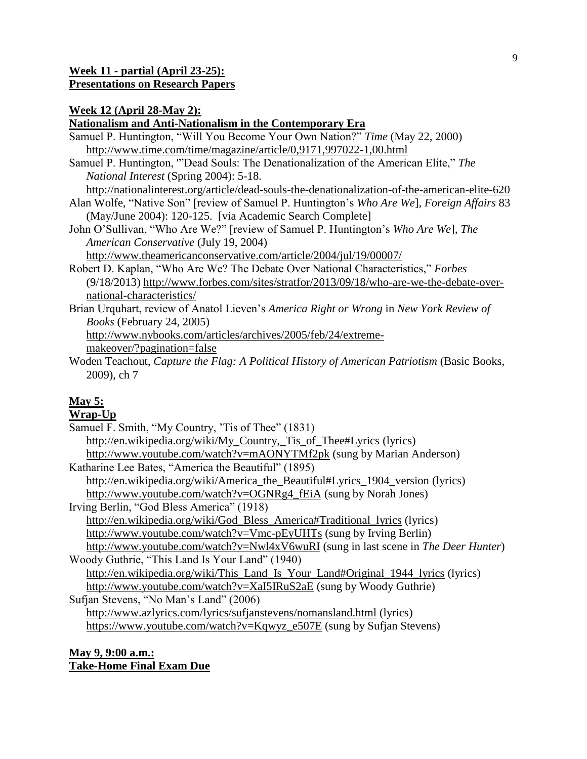**Week 11 - partial (April 23-25):**
**Presentations on Research Papers**

**Week 12 (April 28-May 2):**
**Nationalism and Anti-Nationalism in the Contemporary Era**

Samuel P. Huntington, "Will You Become Your Own Nation?" *Time* (May 22, 2000) http://www.time.com/time/magazine/article/0,9171,997022-1,00.html

Samuel P. Huntington, "'Dead Souls: The Denationalization of the American Elite," *The National Interest* (Spring 2004): 5-18. http://nationalinterest.org/article/dead-souls-the-denationalization-of-the-american-elite-620

Alan Wolfe, "Native Son" [review of Samuel P. Huntington's *Who Are We*], *Foreign Affairs* 83 (May/June 2004): 120-125. [via Academic Search Complete]

John O'Sullivan, "Who Are We?" [review of Samuel P. Huntington's *Who Are We*], *The American Conservative* (July 19, 2004) http://www.theamericanconservative.com/article/2004/jul/19/00007/

Robert D. Kaplan, "Who Are We? The Debate Over National Characteristics," *Forbes* (9/18/2013) http://www.forbes.com/sites/stratfor/2013/09/18/who-are-we-the-debate-over-national-characteristics/

Brian Urquhart, review of Anatol Lieven's *America Right or Wrong* in *New York Review of Books* (February 24, 2005) http://www.nybooks.com/articles/archives/2005/feb/24/extreme-makeover/?pagination=false

Woden Teachout, *Capture the Flag: A Political History of American Patriotism* (Basic Books, 2009), ch 7

**May 5:**
**Wrap-Up**

Samuel F. Smith, "My Country, 'Tis of Thee" (1831)
http://en.wikipedia.org/wiki/My_Country,_Tis_of_Thee#Lyrics (lyrics)
http://www.youtube.com/watch?v=mAONYTMf2pk (sung by Marian Anderson)

Katharine Lee Bates, "America the Beautiful" (1895)
http://en.wikipedia.org/wiki/America_the_Beautiful#Lyrics_1904_version (lyrics)
http://www.youtube.com/watch?v=OGNRg4_fEiA (sung by Norah Jones)

Irving Berlin, "God Bless America" (1918)
http://en.wikipedia.org/wiki/God_Bless_America#Traditional_lyrics (lyrics)
http://www.youtube.com/watch?v=Vmc-pEyUHTs (sung by Irving Berlin)
http://www.youtube.com/watch?v=Nwl4xV6wuRI (sung in last scene in *The Deer Hunter*)

Woody Guthrie, "This Land Is Your Land" (1940)
http://en.wikipedia.org/wiki/This_Land_Is_Your_Land#Original_1944_lyrics (lyrics)
http://www.youtube.com/watch?v=XaI5IRuS2aE (sung by Woody Guthrie)

Sufjan Stevens, "No Man's Land" (2006)
http://www.azlyrics.com/lyrics/sufjanstevens/nomansland.html (lyrics)
https://www.youtube.com/watch?v=Kqwyz_e507E (sung by Sufjan Stevens)

**May 9, 9:00 a.m.:**
**Take-Home Final Exam Due**